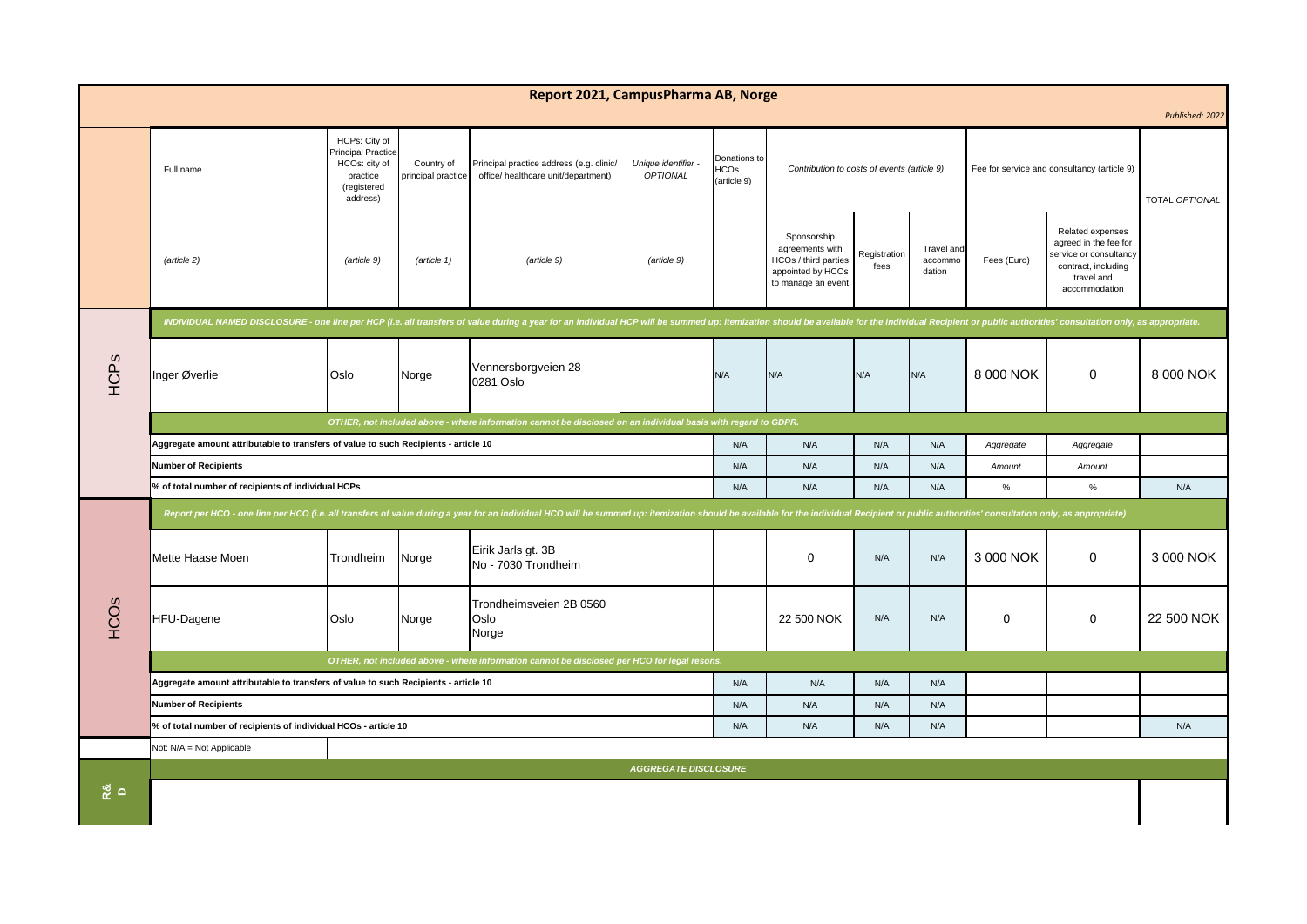# Report 2021, CampusPharma AB, Norge

*Published: 2022*

| | Full name | HCPs: City of Principal Practice HCOs: city of practice (registered address) | Country of principal practice | Principal practice address (e.g. clinic/ office/ healthcare unit/department) | *Unique identifier - OPTIONAL* | Donations to HCOs (article 9) | Contribution to costs of events (article 9) | | | Fee for service and consultancy (article 9) | | TOTAL *OPTIONAL* |
|---|---|---|---|---|---|---|---|---|---|---|---|---|
| | *(article 2)* | *(article 9)* | *(article 1)* | *(article 9)* | *(article 9)* | | Sponsorship agreements with HCOs / third parties appointed by HCOs to manage an event | Registration fees | Travel and accommo dation | Fees (Euro) | Related expenses agreed in the fee for service or consultancy contract, including travel and accommodation | |
| HCPs | ***INDIVIDUAL NAMED DISCLOSURE - one line per HCP (i.e. all transfers of value during a year for an individual HCP will be summed up: itemization should be available for the individual Recipient or public authorities' consultation only, as appropriate.*** | | | | | | | | | | | |
| | Inger Øverlie | Oslo | Norge | Vennersborgveien 28 0281 Oslo | | N/A | N/A | N/A | N/A | 8 000 NOK | 0 | 8 000 NOK |
| | ***OTHER, not included above - where information cannot be disclosed on an individual basis with regard to GDPR.*** | | | | | | | | | | | |
| | **Aggregate amount attributable to transfers of value to such Recipients - article 10** | | | | | N/A | N/A | N/A | N/A | *Aggregate* | *Aggregate* | |
| | **Number of Recipients** | | | | | N/A | N/A | N/A | N/A | *Amount* | *Amount* | |
| | **% of total number of recipients of individual HCPs** | | | | | N/A | N/A | N/A | N/A | % | % | N/A |
| HCOs | ***Report per HCO - one line per HCO (i.e. all transfers of value during a year for an individual HCO will be summed up: itemization should be available for the individual Recipient or public authorities' consultation only, as appropriate)*** | | | | | | | | | | | |
| | Mette Haase Moen | Trondheim | Norge | Eirik Jarls gt. 3B No - 7030 Trondheim | | | 0 | N/A | N/A | 3 000 NOK | 0 | 3 000 NOK |
| | HFU-Dagene | Oslo | Norge | Trondheimsveien 2B 0560 Oslo Norge | | | 22 500 NOK | N/A | N/A | 0 | 0 | 22 500 NOK |
| | ***OTHER, not included above - where information cannot be disclosed per HCO for legal resons.*** | | | | | | | | | | | |
| | **Aggregate amount attributable to transfers of value to such Recipients - article 10** | | | | | N/A | N/A | N/A | N/A | | | |
| | **Number of Recipients** | | | | | N/A | N/A | N/A | N/A | | | |
| | **% of total number of recipients of individual HCOs - article 10** | | | | | N/A | N/A | N/A | N/A | | | N/A |
| | Not: N/A = Not Applicable | | | | | | | | | | | |
| R&D | ***AGGREGATE DISCLOSURE*** | | | | | | | | | | | |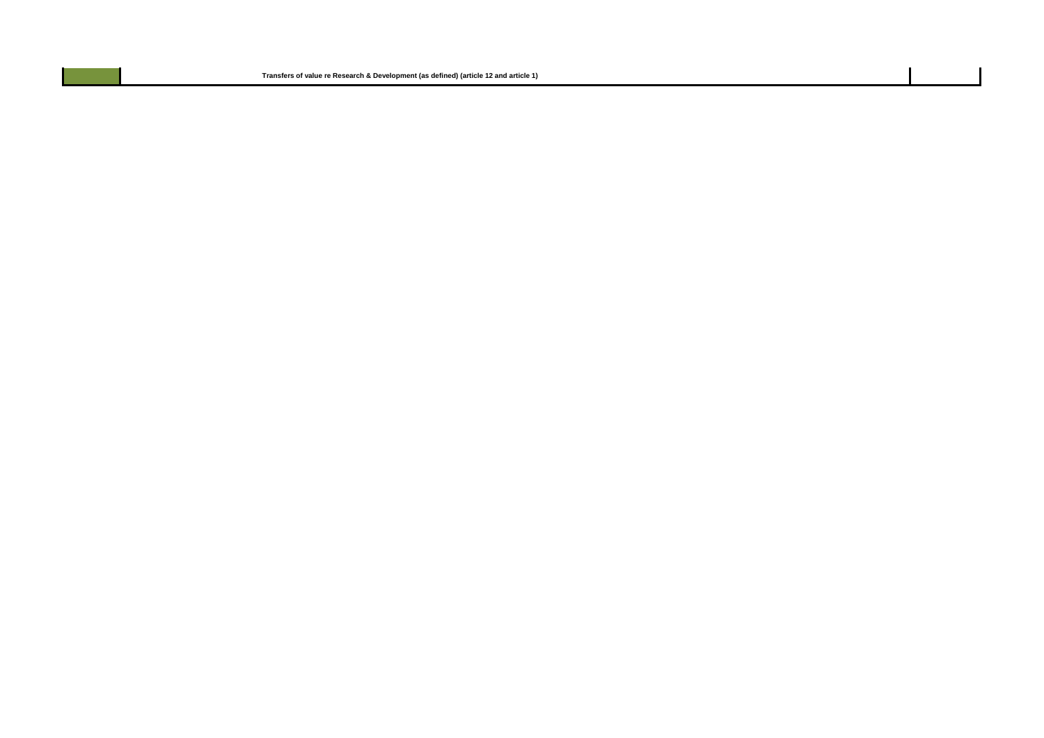| | | |
|---|---|---|
| | Transfers of value re Research & Development (as defined) (article 12 and article 1) | |